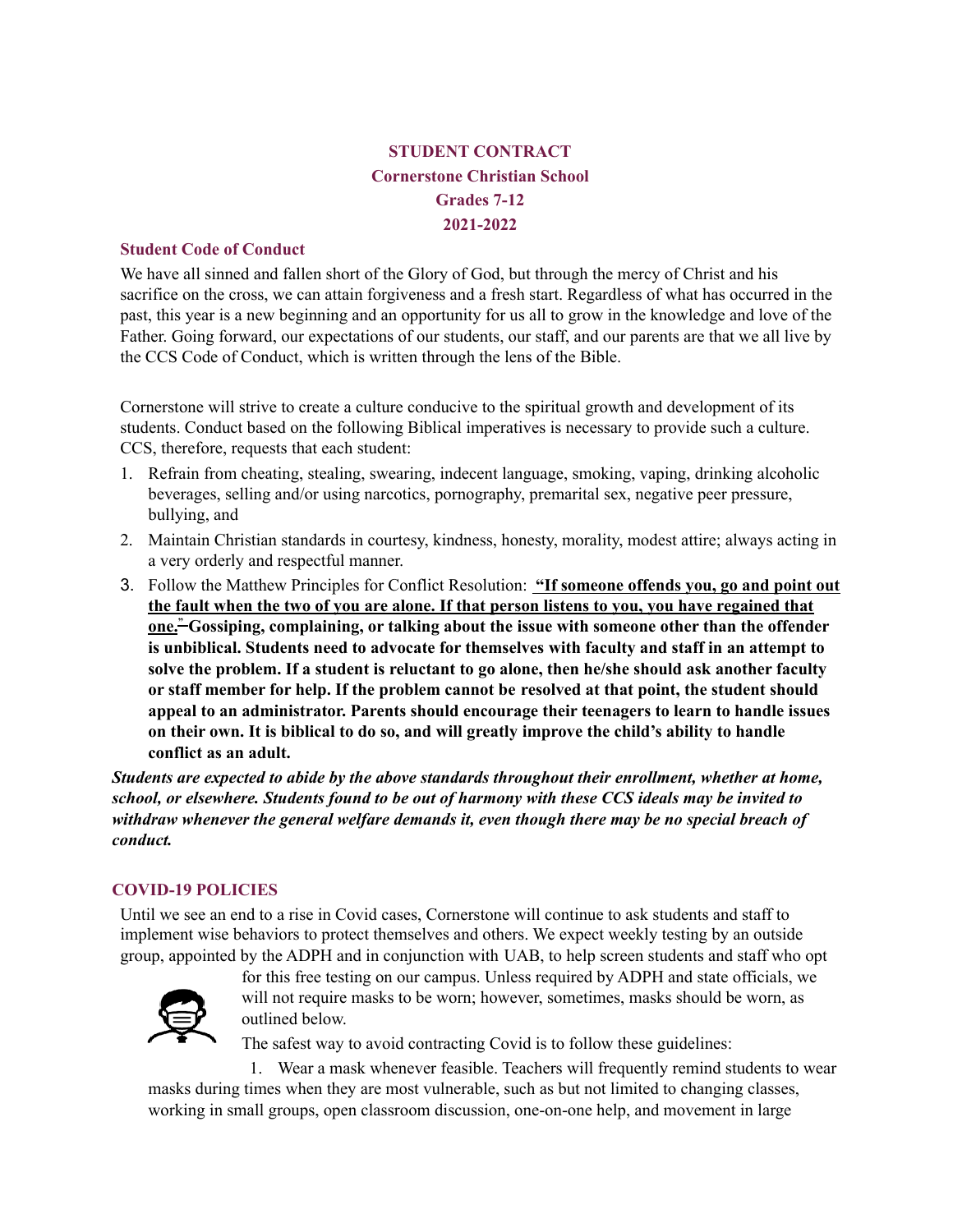# STUDENT CONTRACT
# Cornerstone Christian School
# Grades 7-12
# 2021-2022

## Student Code of Conduct

We have all sinned and fallen short of the Glory of God, but through the mercy of Christ and his sacrifice on the cross, we can attain forgiveness and a fresh start. Regardless of what has occurred in the past, this year is a new beginning and an opportunity for us all to grow in the knowledge and love of the Father. Going forward, our expectations of our students, our staff, and our parents are that we all live by the CCS Code of Conduct, which is written through the lens of the Bible.

Cornerstone will strive to create a culture conducive to the spiritual growth and development of its students. Conduct based on the following Biblical imperatives is necessary to provide such a culture. CCS, therefore, requests that each student:

1. Refrain from cheating, stealing, swearing, indecent language, smoking, vaping, drinking alcoholic beverages, selling and/or using narcotics, pornography, premarital sex, negative peer pressure, bullying, and
2. Maintain Christian standards in courtesy, kindness, honesty, morality, modest attire; always acting in a very orderly and respectful manner.
3. Follow the Matthew Principles for Conflict Resolution: **"If someone offends you, go and point out the fault when the two of you are alone. If that person listens to you, you have regained that one."** **–Gossiping, complaining, or talking about the issue with someone other than the offender is unbiblical. Students need to advocate for themselves with faculty and staff in an attempt to solve the problem. If a student is reluctant to go alone, then he/she should ask another faculty or staff member for help. If the problem cannot be resolved at that point, the student should appeal to an administrator. Parents should encourage their teenagers to learn to handle issues on their own. It is biblical to do so, and will greatly improve the child's ability to handle conflict as an adult.**

***Students are expected to abide by the above standards throughout their enrollment, whether at home, school, or elsewhere. Students found to be out of harmony with these CCS ideals may be invited to withdraw whenever the general welfare demands it, even though there may be no special breach of conduct.***

## COVID-19 POLICIES

Until we see an end to a rise in Covid cases, Cornerstone will continue to ask students and staff to implement wise behaviors to protect themselves and others. We expect weekly testing by an outside group, appointed by the ADPH and in conjunction with UAB, to help screen students and staff who opt for this free testing on our campus. Unless required by ADPH and state officials, we will not require masks to be worn; however, sometimes, masks should be worn, as outlined below.

The safest way to avoid contracting Covid is to follow these guidelines:

1. Wear a mask whenever feasible. Teachers will frequently remind students to wear masks during times when they are most vulnerable, such as but not limited to changing classes, working in small groups, open classroom discussion, one-on-one help, and movement in large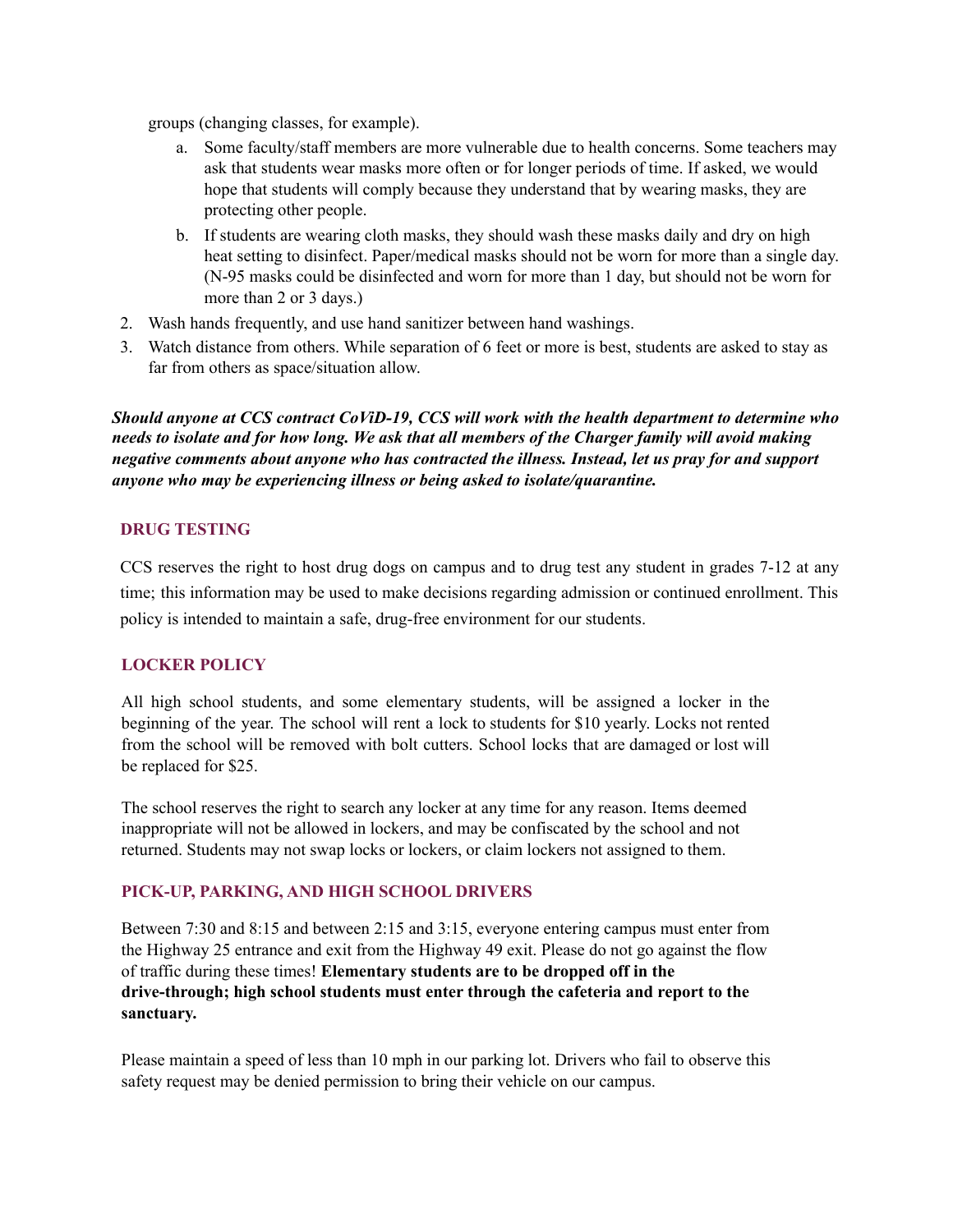groups (changing classes, for example).

   a. Some faculty/staff members are more vulnerable due to health concerns. Some teachers may ask that students wear masks more often or for longer periods of time. If asked, we would hope that students will comply because they understand that by wearing masks, they are protecting other people.
   b. If students are wearing cloth masks, they should wash these masks daily and dry on high heat setting to disinfect. Paper/medical masks should not be worn for more than a single day. (N-95 masks could be disinfected and worn for more than 1 day, but should not be worn for more than 2 or 3 days.)

2. Wash hands frequently, and use hand sanitizer between hand washings.
3. Watch distance from others. While separation of 6 feet or more is best, students are asked to stay as far from others as space/situation allow.

***Should anyone at CCS contract CoViD-19, CCS will work with the health department to determine who needs to isolate and for how long. We ask that all members of the Charger family will avoid making negative comments about anyone who has contracted the illness. Instead, let us pray for and support anyone who may be experiencing illness or being asked to isolate/quarantine.***

## DRUG TESTING

CCS reserves the right to host drug dogs on campus and to drug test any student in grades 7-12 at any time; this information may be used to make decisions regarding admission or continued enrollment. This policy is intended to maintain a safe, drug-free environment for our students.

## LOCKER POLICY

All high school students, and some elementary students, will be assigned a locker in the beginning of the year. The school will rent a lock to students for $10 yearly. Locks not rented from the school will be removed with bolt cutters. School locks that are damaged or lost will be replaced for $25.

The school reserves the right to search any locker at any time for any reason. Items deemed inappropriate will not be allowed in lockers, and may be confiscated by the school and not returned. Students may not swap locks or lockers, or claim lockers not assigned to them.

## PICK-UP, PARKING, AND HIGH SCHOOL DRIVERS

Between 7:30 and 8:15 and between 2:15 and 3:15, everyone entering campus must enter from the Highway 25 entrance and exit from the Highway 49 exit. Please do not go against the flow of traffic during these times! **Elementary students are to be dropped off in the drive-through; high school students must enter through the cafeteria and report to the sanctuary.**

Please maintain a speed of less than 10 mph in our parking lot. Drivers who fail to observe this safety request may be denied permission to bring their vehicle on our campus.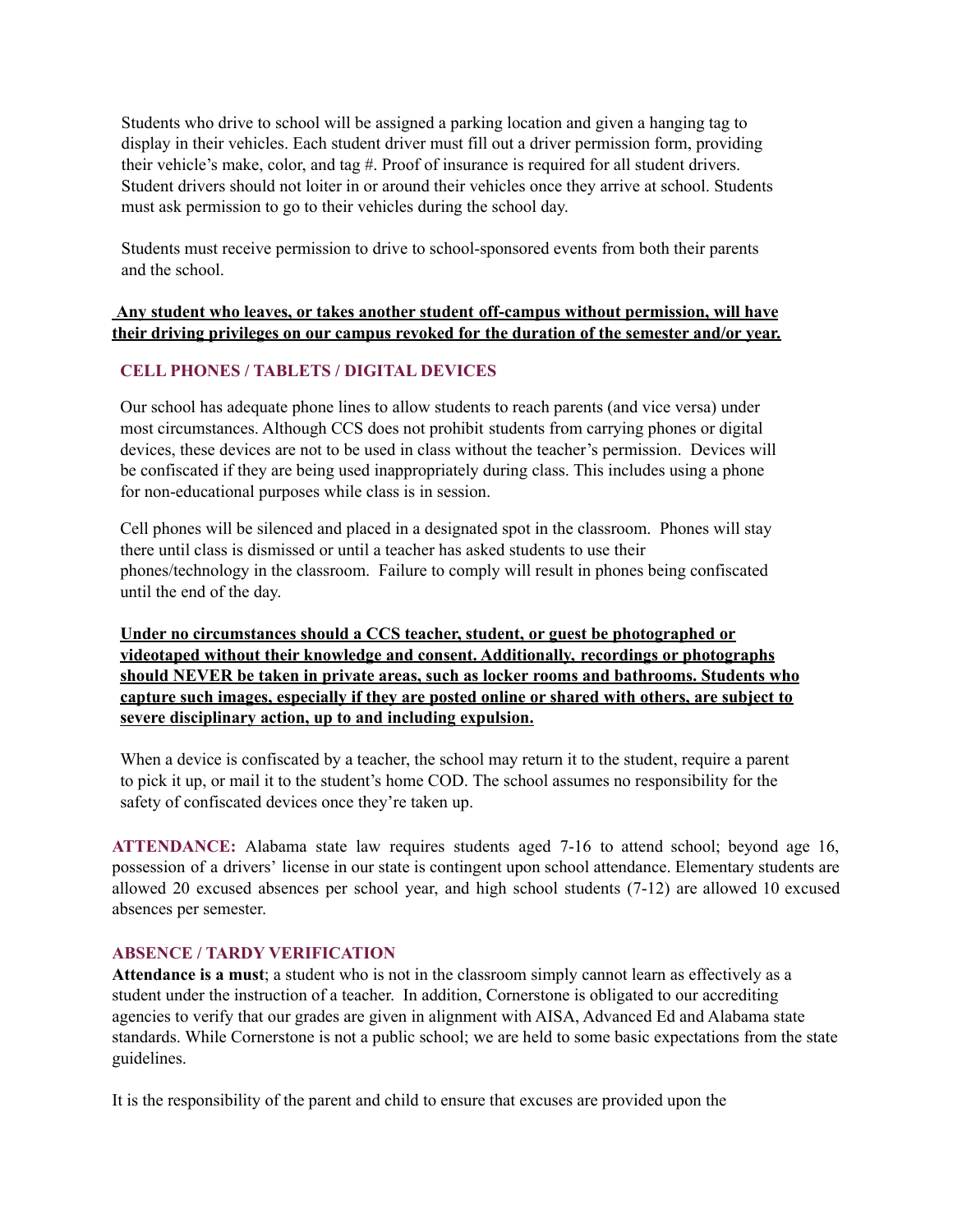Students who drive to school will be assigned a parking location and given a hanging tag to display in their vehicles. Each student driver must fill out a driver permission form, providing their vehicle's make, color, and tag #. Proof of insurance is required for all student drivers. Student drivers should not loiter in or around their vehicles once they arrive at school. Students must ask permission to go to their vehicles during the school day.

Students must receive permission to drive to school-sponsored events from both their parents and the school.

**<u>Any student who leaves, or takes another student off-campus without permission, will have their driving privileges on our campus revoked for the duration of the semester and/or year.</u>**

### CELL PHONES / TABLETS / DIGITAL DEVICES

Our school has adequate phone lines to allow students to reach parents (and vice versa) under most circumstances. Although CCS does not prohibit students from carrying phones or digital devices, these devices are not to be used in class without the teacher's permission. Devices will be confiscated if they are being used inappropriately during class. This includes using a phone for non-educational purposes while class is in session.

Cell phones will be silenced and placed in a designated spot in the classroom. Phones will stay there until class is dismissed or until a teacher has asked students to use their phones/technology in the classroom. Failure to comply will result in phones being confiscated until the end of the day.

**<u>Under no circumstances should a CCS teacher, student, or guest be photographed or videotaped without their knowledge and consent. Additionally, recordings or photographs should NEVER be taken in private areas, such as locker rooms and bathrooms. Students who capture such images, especially if they are posted online or shared with others, are subject to severe disciplinary action, up to and including expulsion.</u>**

When a device is confiscated by a teacher, the school may return it to the student, require a parent to pick it up, or mail it to the student's home COD. The school assumes no responsibility for the safety of confiscated devices once they're taken up.

**ATTENDANCE:** Alabama state law requires students aged 7-16 to attend school; beyond age 16, possession of a drivers' license in our state is contingent upon school attendance. Elementary students are allowed 20 excused absences per school year, and high school students (7-12) are allowed 10 excused absences per semester.

### ABSENCE / TARDY VERIFICATION

**Attendance is a must**; a student who is not in the classroom simply cannot learn as effectively as a student under the instruction of a teacher. In addition, Cornerstone is obligated to our accrediting agencies to verify that our grades are given in alignment with AISA, Advanced Ed and Alabama state standards. While Cornerstone is not a public school; we are held to some basic expectations from the state guidelines.

It is the responsibility of the parent and child to ensure that excuses are provided upon the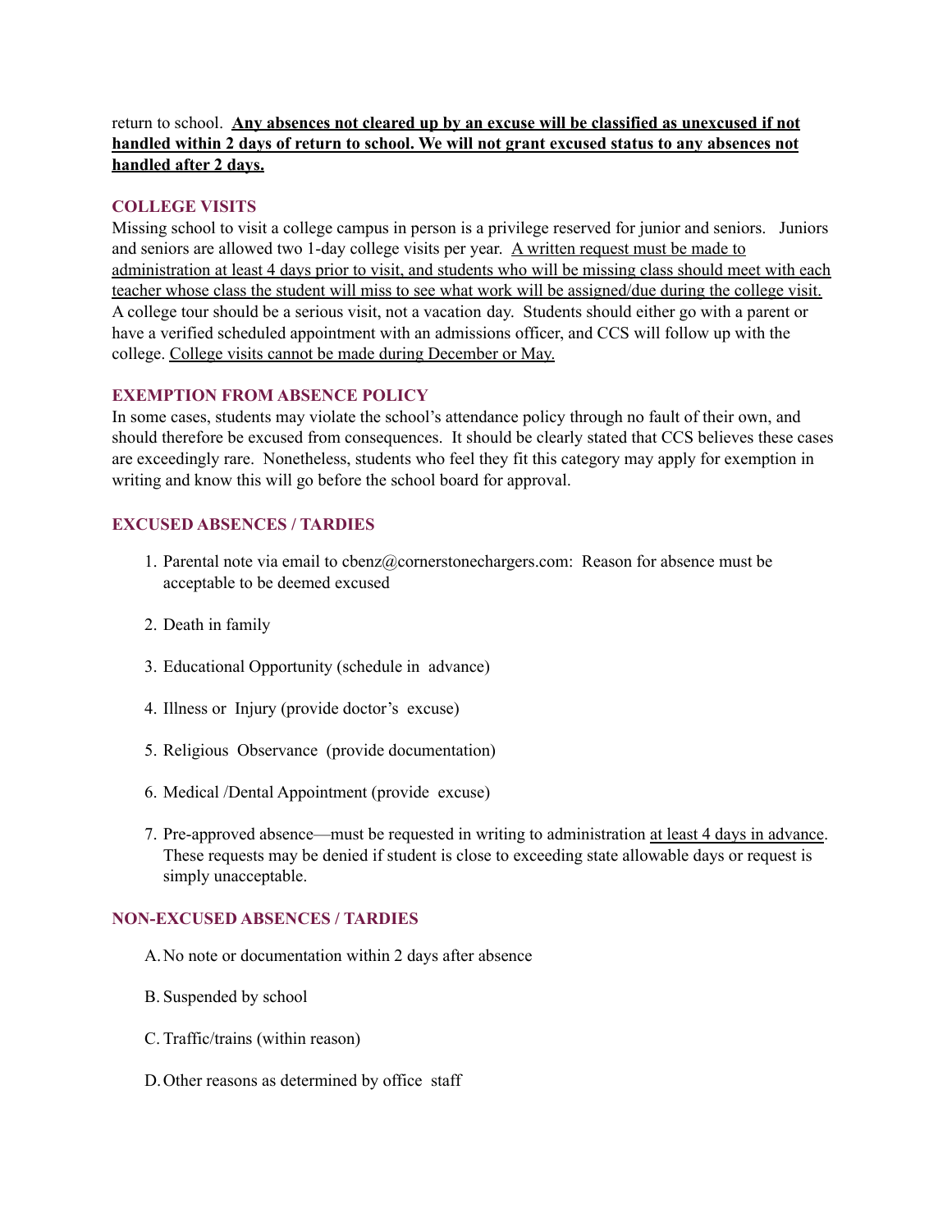return to school. **<u>Any absences not cleared up by an excuse will be classified as unexcused if not handled within 2 days of return to school. We will not grant excused status to any absences not handled after 2 days.</u>**

### COLLEGE VISITS

Missing school to visit a college campus in person is a privilege reserved for junior and seniors. Juniors and seniors are allowed two 1-day college visits per year. <u>A written request must be made to administration at least 4 days prior to visit, and students who will be missing class should meet with each teacher whose class the student will miss to see what work will be assigned/due during the college visit.</u> A college tour should be a serious visit, not a vacation day. Students should either go with a parent or have a verified scheduled appointment with an admissions officer, and CCS will follow up with the college. <u>College visits cannot be made during December or May.</u>

### EXEMPTION FROM ABSENCE POLICY

In some cases, students may violate the school's attendance policy through no fault of their own, and should therefore be excused from consequences. It should be clearly stated that CCS believes these cases are exceedingly rare. Nonetheless, students who feel they fit this category may apply for exemption in writing and know this will go before the school board for approval.

### EXCUSED ABSENCES / TARDIES

1. Parental note via email to cbenz@cornerstonechargers.com: Reason for absence must be acceptable to be deemed excused
2. Death in family
3. Educational Opportunity (schedule in advance)
4. Illness or Injury (provide doctor's excuse)
5. Religious Observance (provide documentation)
6. Medical /Dental Appointment (provide excuse)
7. Pre-approved absence—must be requested in writing to administration <u>at least 4 days in advance</u>. These requests may be denied if student is close to exceeding state allowable days or request is simply unacceptable.

### NON-EXCUSED ABSENCES / TARDIES

A. No note or documentation within 2 days after absence

B. Suspended by school

C. Traffic/trains (within reason)

D. Other reasons as determined by office staff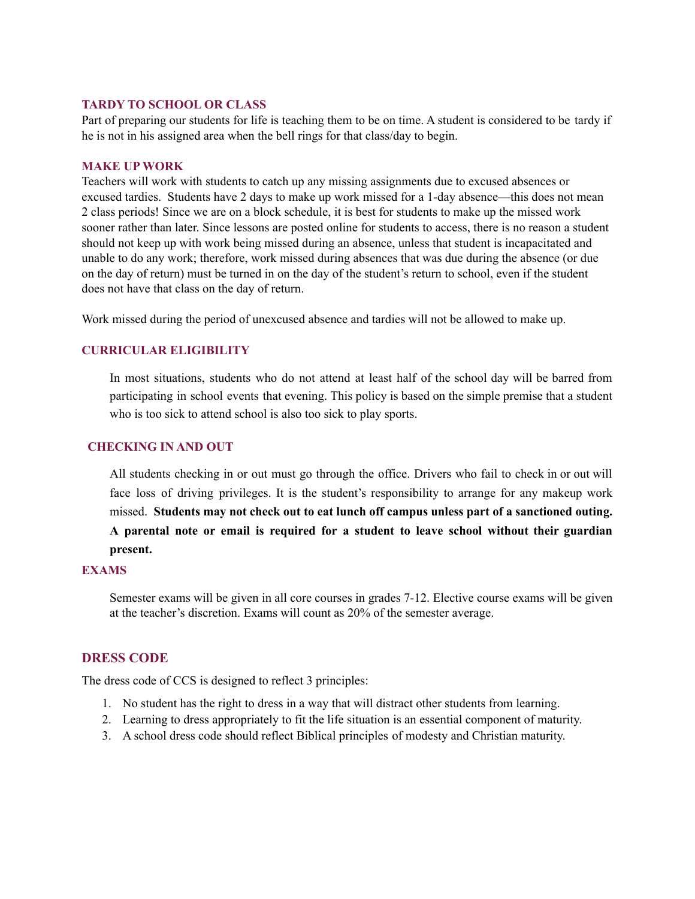### TARDY TO SCHOOL OR CLASS

Part of preparing our students for life is teaching them to be on time. A student is considered to be tardy if he is not in his assigned area when the bell rings for that class/day to begin.

### MAKE UP WORK

Teachers will work with students to catch up any missing assignments due to excused absences or excused tardies. Students have 2 days to make up work missed for a 1-day absence—this does not mean 2 class periods! Since we are on a block schedule, it is best for students to make up the missed work sooner rather than later. Since lessons are posted online for students to access, there is no reason a student should not keep up with work being missed during an absence, unless that student is incapacitated and unable to do any work; therefore, work missed during absences that was due during the absence (or due on the day of return) must be turned in on the day of the student's return to school, even if the student does not have that class on the day of return.

Work missed during the period of unexcused absence and tardies will not be allowed to make up.

### CURRICULAR ELIGIBILITY

In most situations, students who do not attend at least half of the school day will be barred from participating in school events that evening. This policy is based on the simple premise that a student who is too sick to attend school is also too sick to play sports.

### CHECKING IN AND OUT

All students checking in or out must go through the office. Drivers who fail to check in or out will face loss of driving privileges. It is the student's responsibility to arrange for any makeup work missed. **Students may not check out to eat lunch off campus unless part of a sanctioned outing. A parental note or email is required for a student to leave school without their guardian present.**

### EXAMS

Semester exams will be given in all core courses in grades 7-12. Elective course exams will be given at the teacher's discretion. Exams will count as 20% of the semester average.

## DRESS CODE

The dress code of CCS is designed to reflect 3 principles:

1. No student has the right to dress in a way that will distract other students from learning.
2. Learning to dress appropriately to fit the life situation is an essential component of maturity.
3. A school dress code should reflect Biblical principles of modesty and Christian maturity.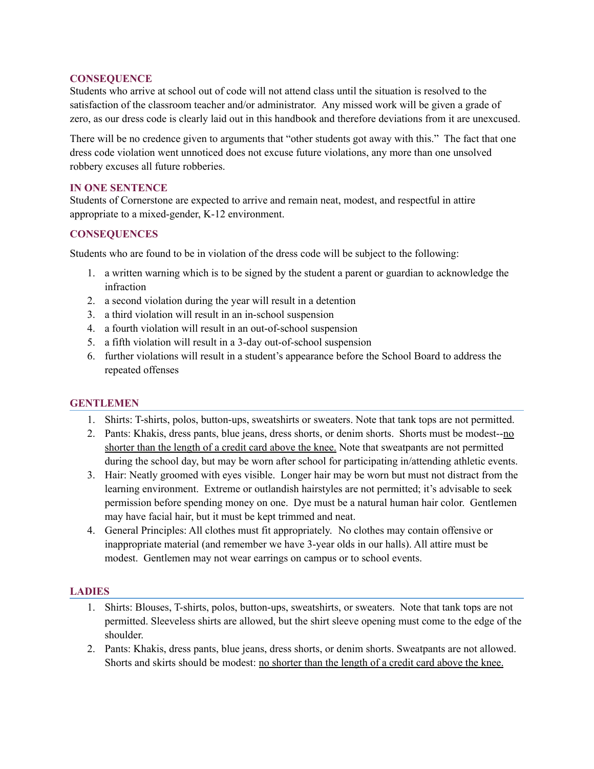### CONSEQUENCE

Students who arrive at school out of code will not attend class until the situation is resolved to the satisfaction of the classroom teacher and/or administrator. Any missed work will be given a grade of zero, as our dress code is clearly laid out in this handbook and therefore deviations from it are unexcused.

There will be no credence given to arguments that "other students got away with this." The fact that one dress code violation went unnoticed does not excuse future violations, any more than one unsolved robbery excuses all future robberies.

### IN ONE SENTENCE

Students of Cornerstone are expected to arrive and remain neat, modest, and respectful in attire appropriate to a mixed-gender, K-12 environment.

### CONSEQUENCES

Students who are found to be in violation of the dress code will be subject to the following:

1. a written warning which is to be signed by the student a parent or guardian to acknowledge the infraction
2. a second violation during the year will result in a detention
3. a third violation will result in an in-school suspension
4. a fourth violation will result in an out-of-school suspension
5. a fifth violation will result in a 3-day out-of-school suspension
6. further violations will result in a student's appearance before the School Board to address the repeated offenses

### GENTLEMEN

1. Shirts: T-shirts, polos, button-ups, sweatshirts or sweaters. Note that tank tops are not permitted.
2. Pants: Khakis, dress pants, blue jeans, dress shorts, or denim shorts. Shorts must be modest--<u>no shorter than the length of a credit card above the knee.</u> Note that sweatpants are not permitted during the school day, but may be worn after school for participating in/attending athletic events.
3. Hair: Neatly groomed with eyes visible. Longer hair may be worn but must not distract from the learning environment. Extreme or outlandish hairstyles are not permitted; it's advisable to seek permission before spending money on one. Dye must be a natural human hair color. Gentlemen may have facial hair, but it must be kept trimmed and neat.
4. General Principles: All clothes must fit appropriately. No clothes may contain offensive or inappropriate material (and remember we have 3-year olds in our halls). All attire must be modest. Gentlemen may not wear earrings on campus or to school events.

### LADIES

1. Shirts: Blouses, T-shirts, polos, button-ups, sweatshirts, or sweaters. Note that tank tops are not permitted. Sleeveless shirts are allowed, but the shirt sleeve opening must come to the edge of the shoulder.
2. Pants: Khakis, dress pants, blue jeans, dress shorts, or denim shorts. Sweatpants are not allowed. Shorts and skirts should be modest: <u>no shorter than the length of a credit card above the knee.</u>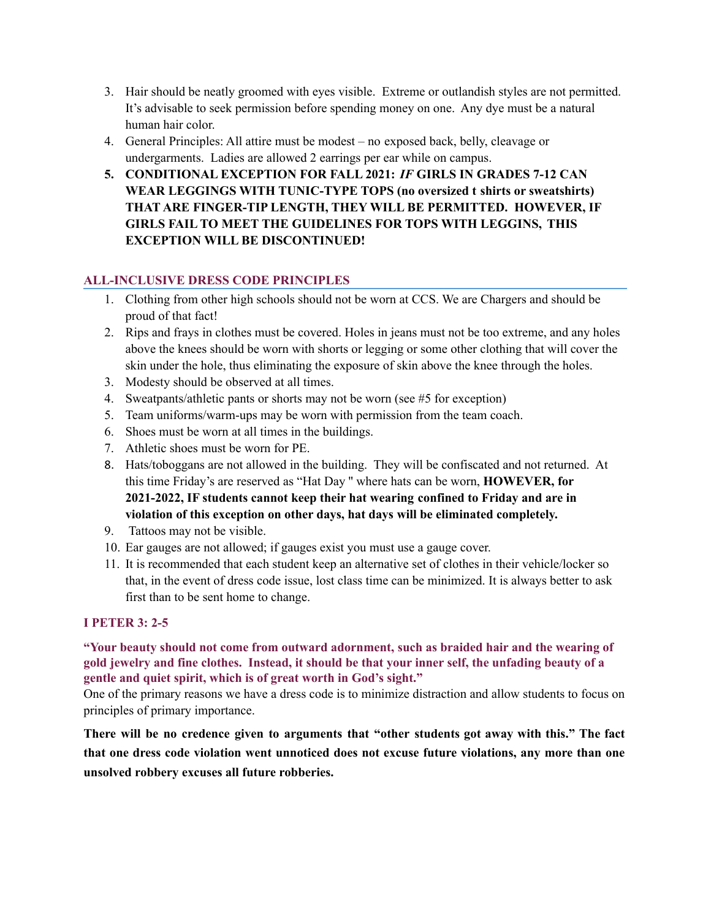3. Hair should be neatly groomed with eyes visible. Extreme or outlandish styles are not permitted. It's advisable to seek permission before spending money on one. Any dye must be a natural human hair color.
4. General Principles: All attire must be modest – no exposed back, belly, cleavage or undergarments. Ladies are allowed 2 earrings per ear while on campus.
5. **CONDITIONAL EXCEPTION FOR FALL 2021: *IF* GIRLS IN GRADES 7-12 CAN WEAR LEGGINGS WITH TUNIC-TYPE TOPS (no oversized t shirts or sweatshirts) THAT ARE FINGER-TIP LENGTH, THEY WILL BE PERMITTED. HOWEVER, IF GIRLS FAIL TO MEET THE GUIDELINES FOR TOPS WITH LEGGINS, THIS EXCEPTION WILL BE DISCONTINUED!**

## ALL-INCLUSIVE DRESS CODE PRINCIPLES

1. Clothing from other high schools should not be worn at CCS. We are Chargers and should be proud of that fact!
2. Rips and frays in clothes must be covered. Holes in jeans must not be too extreme, and any holes above the knees should be worn with shorts or legging or some other clothing that will cover the skin under the hole, thus eliminating the exposure of skin above the knee through the holes.
3. Modesty should be observed at all times.
4. Sweatpants/athletic pants or shorts may not be worn (see #5 for exception)
5. Team uniforms/warm-ups may be worn with permission from the team coach.
6. Shoes must be worn at all times in the buildings.
7. Athletic shoes must be worn for PE.
8. Hats/toboggans are not allowed in the building. They will be confiscated and not returned. At this time Friday's are reserved as "Hat Day " where hats can be worn, **HOWEVER, for 2021-2022, IF students cannot keep their hat wearing confined to Friday and are in violation of this exception on other days, hat days will be eliminated completely.**
9. Tattoos may not be visible.
10. Ear gauges are not allowed; if gauges exist you must use a gauge cover.
11. It is recommended that each student keep an alternative set of clothes in their vehicle/locker so that, in the event of dress code issue, lost class time can be minimized. It is always better to ask first than to be sent home to change.

## I PETER 3: 2-5

**"Your beauty should not come from outward adornment, such as braided hair and the wearing of gold jewelry and fine clothes. Instead, it should be that your inner self, the unfading beauty of a gentle and quiet spirit, which is of great worth in God's sight."**

One of the primary reasons we have a dress code is to minimize distraction and allow students to focus on principles of primary importance.

**There will be no credence given to arguments that "other students got away with this." The fact that one dress code violation went unnoticed does not excuse future violations, any more than one unsolved robbery excuses all future robberies.**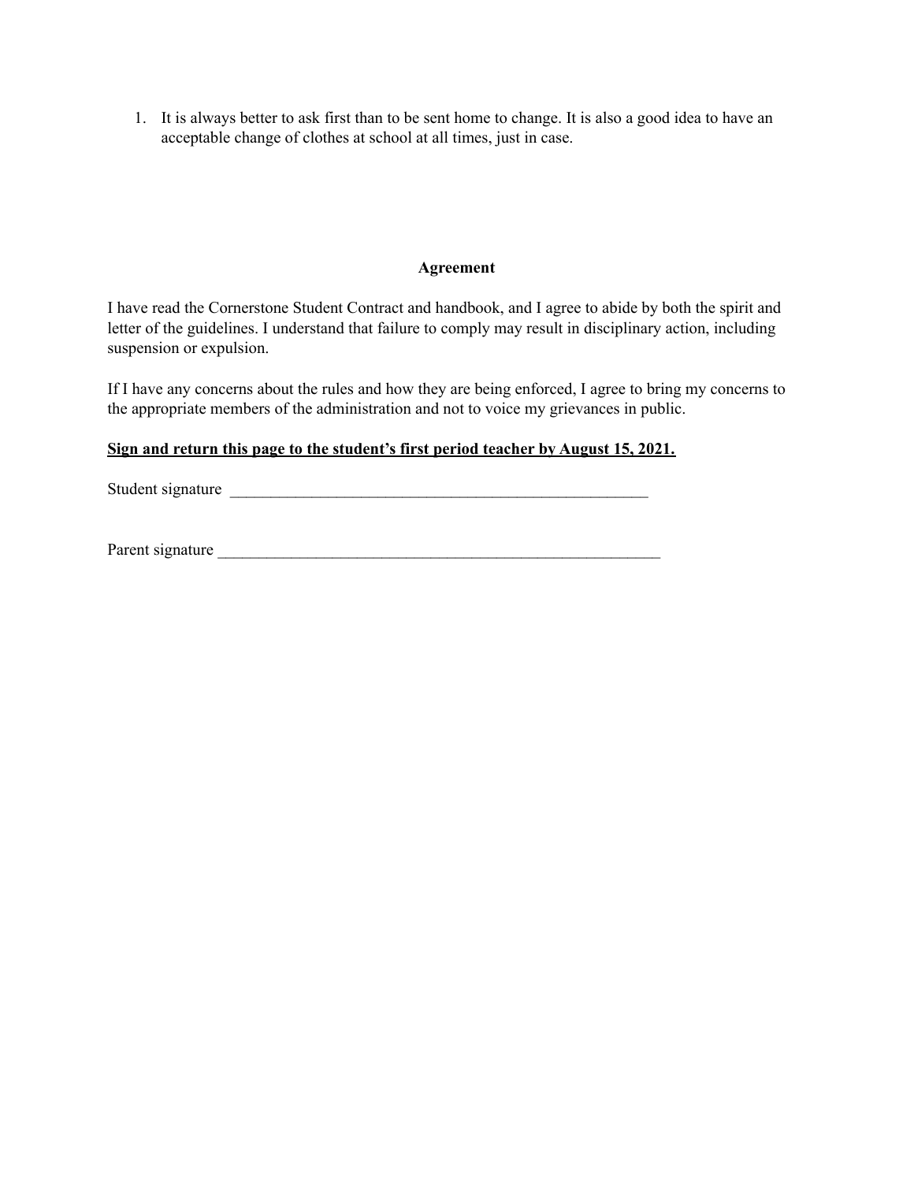1. It is always better to ask first than to be sent home to change. It is also a good idea to have an acceptable change of clothes at school at all times, just in case.

**Agreement**

I have read the Cornerstone Student Contract and handbook, and I agree to abide by both the spirit and letter of the guidelines. I understand that failure to comply may result in disciplinary action, including suspension or expulsion.

If I have any concerns about the rules and how they are being enforced, I agree to bring my concerns to the appropriate members of the administration and not to voice my grievances in public.

**<u>Sign and return this page to the student's first period teacher by August 15, 2021.</u>**

Student signature ______________________________________________________

Parent signature ________________________________________________________